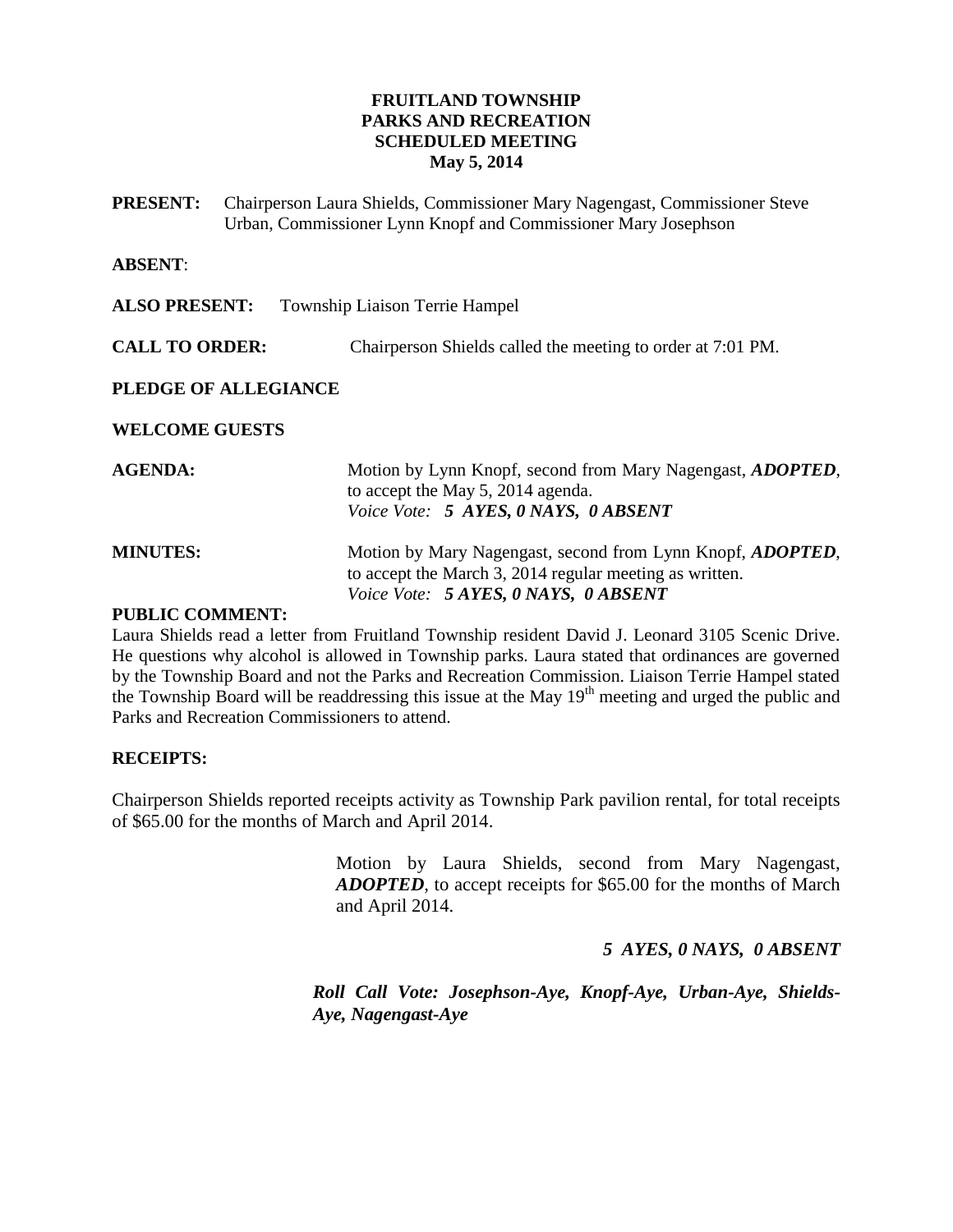# FRUITLAND TOWNSHIP
# PARKS AND RECREATION
# SCHEDULED MEETING
# May 5, 2014

**PRESENT:** Chairperson Laura Shields, Commissioner Mary Nagengast, Commissioner Steve Urban, Commissioner Lynn Knopf and Commissioner Mary Josephson

**ABSENT**:

**ALSO PRESENT:** Township Liaison Terrie Hampel

**CALL TO ORDER:** Chairperson Shields called the meeting to order at 7:01 PM.

**PLEDGE OF ALLEGIANCE**

**WELCOME GUESTS**

**AGENDA:** Motion by Lynn Knopf, second from Mary Nagengast, ***ADOPTED***, to accept the May 5, 2014 agenda.
*Voice Vote:* ***5 AYES, 0 NAYS, 0 ABSENT***

**MINUTES:** Motion by Mary Nagengast, second from Lynn Knopf, ***ADOPTED***, to accept the March 3, 2014 regular meeting as written.
*Voice Vote:* ***5 AYES, 0 NAYS, 0 ABSENT***

**PUBLIC COMMENT:**

Laura Shields read a letter from Fruitland Township resident David J. Leonard 3105 Scenic Drive. He questions why alcohol is allowed in Township parks. Laura stated that ordinances are governed by the Township Board and not the Parks and Recreation Commission. Liaison Terrie Hampel stated the Township Board will be readdressing this issue at the May 19th meeting and urged the public and Parks and Recreation Commissioners to attend.

**RECEIPTS:**

Chairperson Shields reported receipts activity as Township Park pavilion rental, for total receipts of $65.00 for the months of March and April 2014.

Motion by Laura Shields, second from Mary Nagengast, ***ADOPTED***, to accept receipts for $65.00 for the months of March and April 2014.

***5 AYES, 0 NAYS, 0 ABSENT***

***Roll Call Vote: Josephson-Aye, Knopf-Aye, Urban-Aye, Shields-Aye, Nagengast-Aye***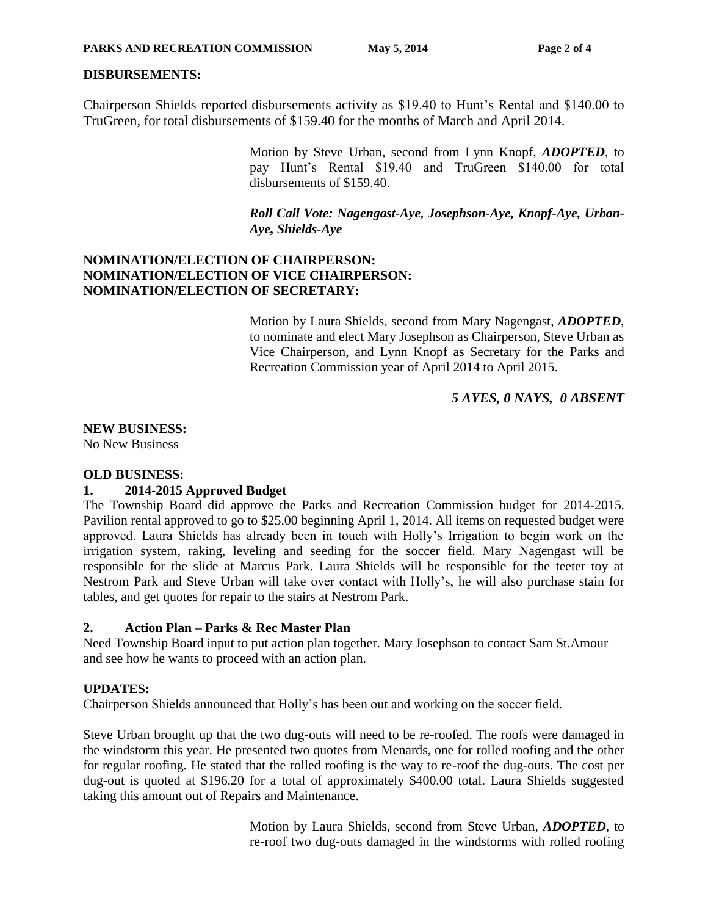**DISBURSEMENTS:**

Chairperson Shields reported disbursements activity as $19.40 to Hunt's Rental and $140.00 to TruGreen, for total disbursements of $159.40 for the months of March and April 2014.

Motion by Steve Urban, second from Lynn Knopf, ***ADOPTED***, to pay Hunt's Rental $19.40 and TruGreen $140.00 for total disbursements of $159.40.

***Roll Call Vote: Nagengast-Aye, Josephson-Aye, Knopf-Aye, Urban-Aye, Shields-Aye***

**NOMINATION/ELECTION OF CHAIRPERSON:**
**NOMINATION/ELECTION OF VICE CHAIRPERSON:**
**NOMINATION/ELECTION OF SECRETARY:**

Motion by Laura Shields, second from Mary Nagengast, ***ADOPTED***, to nominate and elect Mary Josephson as Chairperson, Steve Urban as Vice Chairperson, and Lynn Knopf as Secretary for the Parks and Recreation Commission year of April 2014 to April 2015.

***5 AYES, 0 NAYS, 0 ABSENT***

**NEW BUSINESS:**
No New Business

**OLD BUSINESS:**

**1. 2014-2015 Approved Budget**

The Township Board did approve the Parks and Recreation Commission budget for 2014-2015. Pavilion rental approved to go to $25.00 beginning April 1, 2014. All items on requested budget were approved. Laura Shields has already been in touch with Holly's Irrigation to begin work on the irrigation system, raking, leveling and seeding for the soccer field. Mary Nagengast will be responsible for the slide at Marcus Park. Laura Shields will be responsible for the teeter toy at Nestrom Park and Steve Urban will take over contact with Holly's, he will also purchase stain for tables, and get quotes for repair to the stairs at Nestrom Park.

**2. Action Plan – Parks & Rec Master Plan**

Need Township Board input to put action plan together. Mary Josephson to contact Sam St.Amour and see how he wants to proceed with an action plan.

**UPDATES:**

Chairperson Shields announced that Holly's has been out and working on the soccer field.

Steve Urban brought up that the two dug-outs will need to be re-roofed. The roofs were damaged in the windstorm this year. He presented two quotes from Menards, one for rolled roofing and the other for regular roofing. He stated that the rolled roofing is the way to re-roof the dug-outs. The cost per dug-out is quoted at $196.20 for a total of approximately $400.00 total. Laura Shields suggested taking this amount out of Repairs and Maintenance.

Motion by Laura Shields, second from Steve Urban, ***ADOPTED***, to re-roof two dug-outs damaged in the windstorms with rolled roofing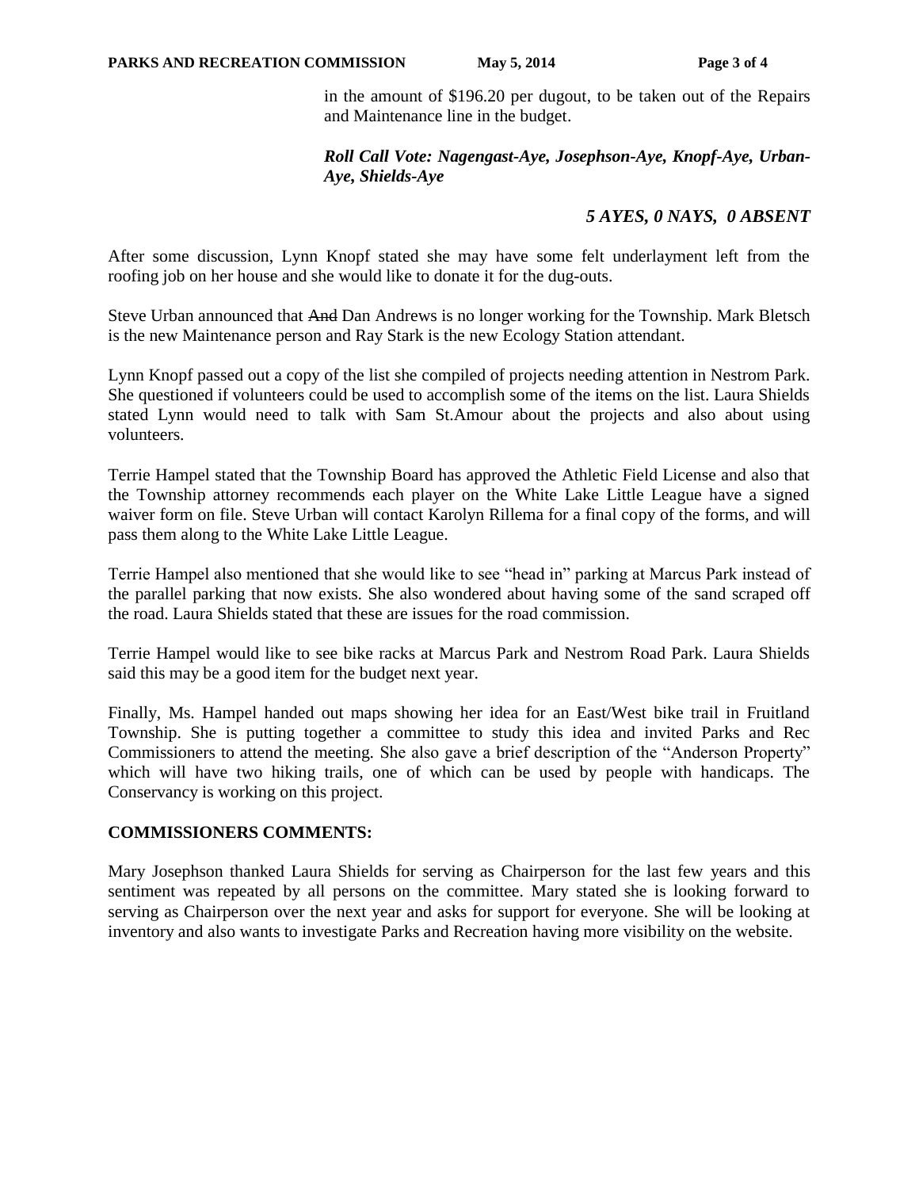in the amount of $196.20 per dugout, to be taken out of the Repairs and Maintenance line in the budget.

***Roll Call Vote: Nagengast-Aye, Josephson-Aye, Knopf-Aye, Urban-Aye, Shields-Aye***

***5 AYES, 0 NAYS, 0 ABSENT***

After some discussion, Lynn Knopf stated she may have some felt underlayment left from the roofing job on her house and she would like to donate it for the dug-outs.

Steve Urban announced that ~~And~~ Dan Andrews is no longer working for the Township. Mark Bletsch is the new Maintenance person and Ray Stark is the new Ecology Station attendant.

Lynn Knopf passed out a copy of the list she compiled of projects needing attention in Nestrom Park. She questioned if volunteers could be used to accomplish some of the items on the list. Laura Shields stated Lynn would need to talk with Sam St.Amour about the projects and also about using volunteers.

Terrie Hampel stated that the Township Board has approved the Athletic Field License and also that the Township attorney recommends each player on the White Lake Little League have a signed waiver form on file. Steve Urban will contact Karolyn Rillema for a final copy of the forms, and will pass them along to the White Lake Little League.

Terrie Hampel also mentioned that she would like to see "head in" parking at Marcus Park instead of the parallel parking that now exists. She also wondered about having some of the sand scraped off the road. Laura Shields stated that these are issues for the road commission.

Terrie Hampel would like to see bike racks at Marcus Park and Nestrom Road Park. Laura Shields said this may be a good item for the budget next year.

Finally, Ms. Hampel handed out maps showing her idea for an East/West bike trail in Fruitland Township. She is putting together a committee to study this idea and invited Parks and Rec Commissioners to attend the meeting. She also gave a brief description of the "Anderson Property" which will have two hiking trails, one of which can be used by people with handicaps. The Conservancy is working on this project.

**COMMISSIONERS COMMENTS:**

Mary Josephson thanked Laura Shields for serving as Chairperson for the last few years and this sentiment was repeated by all persons on the committee. Mary stated she is looking forward to serving as Chairperson over the next year and asks for support for everyone. She will be looking at inventory and also wants to investigate Parks and Recreation having more visibility on the website.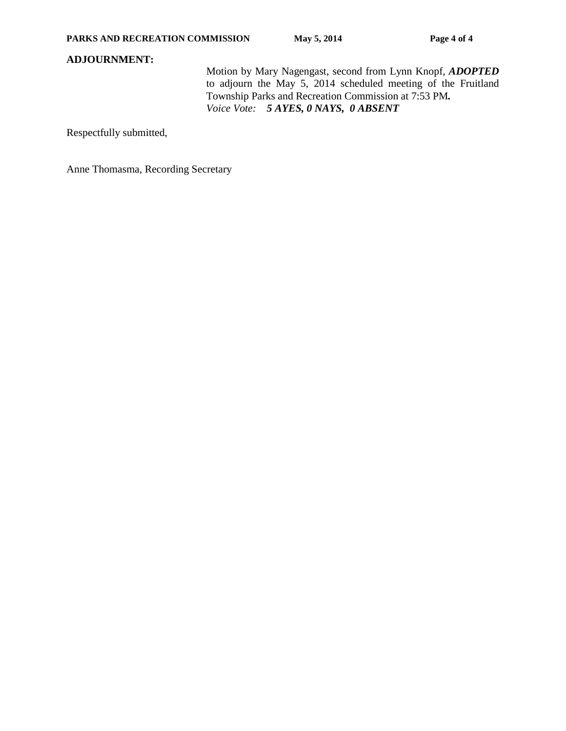**ADJOURNMENT:**

Motion by Mary Nagengast, second from Lynn Knopf, ***ADOPTED*** to adjourn the May 5, 2014 scheduled meeting of the Fruitland Township Parks and Recreation Commission at 7:53 PM**.**
*Voice Vote:* ***5 AYES, 0 NAYS, 0 ABSENT***

Respectfully submitted,

Anne Thomasma, Recording Secretary